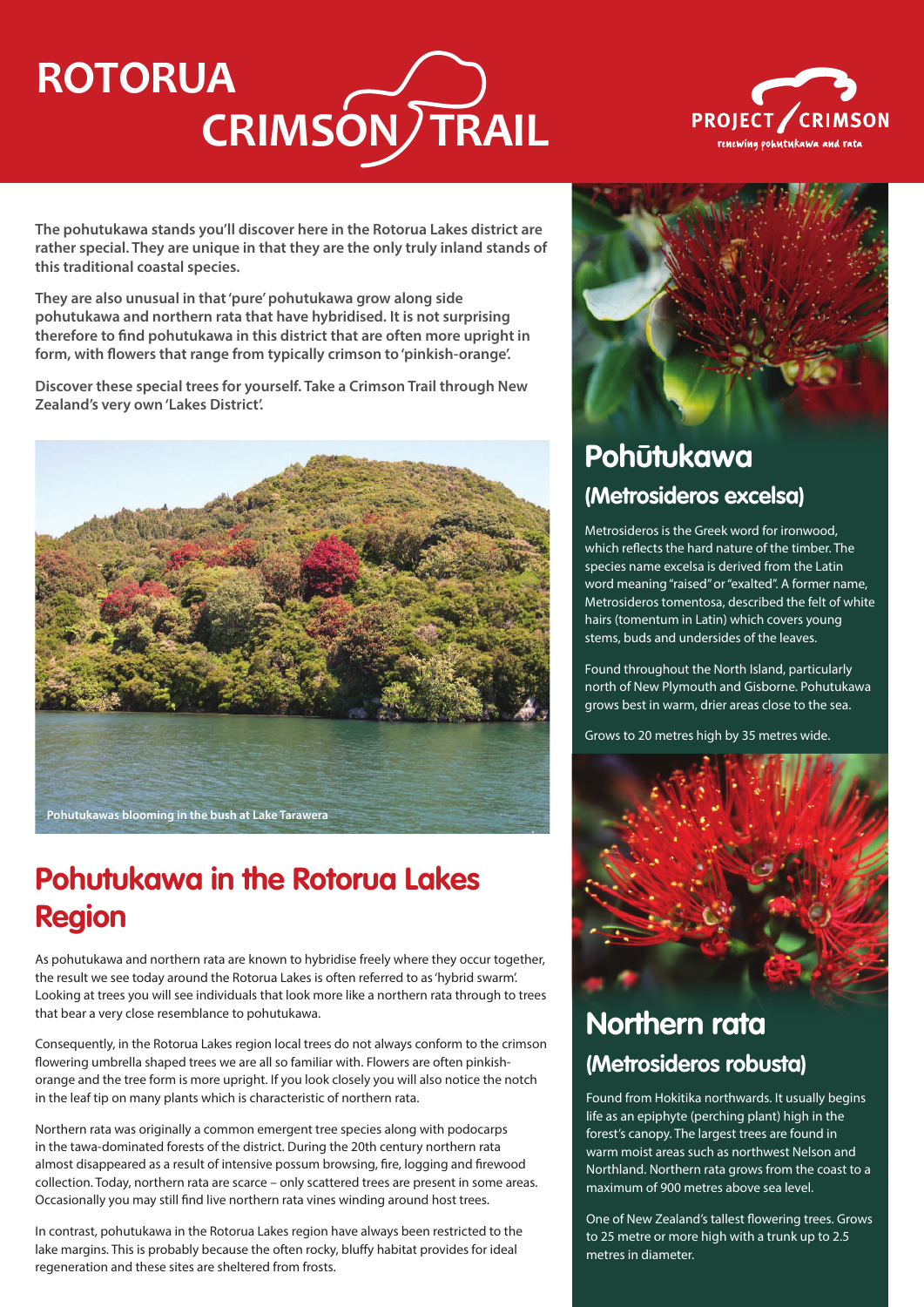# ROTORUA CRIMSON TRAIL

PROJECT CRIMSON
renewing pohutukawa and rata

**The pohutukawa stands you'll discover here in the Rotorua Lakes district are rather special. They are unique in that they are the only truly inland stands of this traditional coastal species.**

**They are also unusual in that 'pure' pohutukawa grow along side pohutukawa and northern rata that have hybridised. It is not surprising therefore to find pohutukawa in this district that are often more upright in form, with flowers that range from typically crimson to 'pinkish-orange'.**

**Discover these special trees for yourself. Take a Crimson Trail through New Zealand's very own 'Lakes District'.**

Pohutukawas blooming in the bush at Lake Tarawera

## Pohutukawa in the Rotorua Lakes Region

As pohutukawa and northern rata are known to hybridise freely where they occur together, the result we see today around the Rotorua Lakes is often referred to as 'hybrid swarm'. Looking at trees you will see individuals that look more like a northern rata through to trees that bear a very close resemblance to pohutukawa.

Consequently, in the Rotorua Lakes region local trees do not always conform to the crimson flowering umbrella shaped trees we are all so familiar with. Flowers are often pinkish-orange and the tree form is more upright. If you look closely you will also notice the notch in the leaf tip on many plants which is characteristic of northern rata.

Northern rata was originally a common emergent tree species along with podocarps in the tawa-dominated forests of the district. During the 20th century northern rata almost disappeared as a result of intensive possum browsing, fire, logging and firewood collection. Today, northern rata are scarce – only scattered trees are present in some areas. Occasionally you may still find live northern rata vines winding around host trees.

In contrast, pohutukawa in the Rotorua Lakes region have always been restricted to the lake margins. This is probably because the often rocky, bluffy habitat provides for ideal regeneration and these sites are sheltered from frosts.

## Pohūtukawa

### (Metrosideros excelsa)

Metrosideros is the Greek word for ironwood, which reflects the hard nature of the timber. The species name excelsa is derived from the Latin word meaning "raised" or "exalted". A former name, Metrosideros tomentosa, described the felt of white hairs (tomentum in Latin) which covers young stems, buds and undersides of the leaves.

Found throughout the North Island, particularly north of New Plymouth and Gisborne. Pohutukawa grows best in warm, drier areas close to the sea.

Grows to 20 metres high by 35 metres wide.

## Northern rata

### (Metrosideros robusta)

Found from Hokitika northwards. It usually begins life as an epiphyte (perching plant) high in the forest's canopy. The largest trees are found in warm moist areas such as northwest Nelson and Northland. Northern rata grows from the coast to a maximum of 900 metres above sea level.

One of New Zealand's tallest flowering trees. Grows to 25 metre or more high with a trunk up to 2.5 metres in diameter.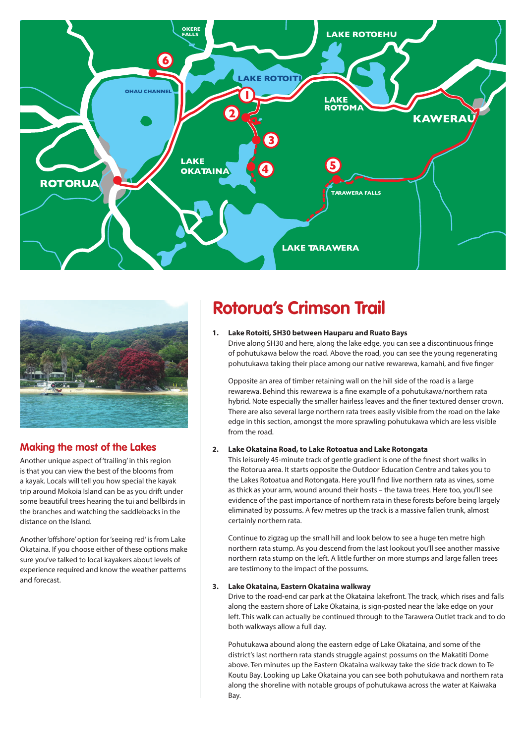## Making the most of the Lakes

Another unique aspect of 'trailing' in this region is that you can view the best of the blooms from a kayak. Locals will tell you how special the kayak trip around Mokoia Island can be as you drift under some beautiful trees hearing the tui and bellbirds in the branches and watching the saddlebacks in the distance on the Island.

Another 'offshore' option for 'seeing red' is from Lake Okataina. If you choose either of these options make sure you've talked to local kayakers about levels of experience required and know the weather patterns and forecast.

# Rotorua's Crimson Trail

1. **Lake Rotoiti, SH30 between Hauparu and Ruato Bays**

   Drive along SH30 and here, along the lake edge, you can see a discontinuous fringe of pohutukawa below the road. Above the road, you can see the young regenerating pohutukawa taking their place among our native rewarewa, kamahi, and five finger

   Opposite an area of timber retaining wall on the hill side of the road is a large rewarewa. Behind this rewarewa is a fine example of a pohutukawa/northern rata hybrid. Note especially the smaller hairless leaves and the finer textured denser crown. There are also several large northern rata trees easily visible from the road on the lake edge in this section, amongst the more sprawling pohutukawa which are less visible from the road.

2. **Lake Okataina Road, to Lake Rotoatua and Lake Rotongata**

   This leisurely 45-minute track of gentle gradient is one of the finest short walks in the Rotorua area. It starts opposite the Outdoor Education Centre and takes you to the Lakes Rotoatua and Rotongata. Here you'll find live northern rata as vines, some as thick as your arm, wound around their hosts – the tawa trees. Here too, you'll see evidence of the past importance of northern rata in these forests before being largely eliminated by possums. A few metres up the track is a massive fallen trunk, almost certainly northern rata.

   Continue to zigzag up the small hill and look below to see a huge ten metre high northern rata stump. As you descend from the last lookout you'll see another massive northern rata stump on the left. A little further on more stumps and large fallen trees are testimony to the impact of the possums.

3. **Lake Okataina, Eastern Okataina walkway**

   Drive to the road-end car park at the Okataina lakefront. The track, which rises and falls along the eastern shore of Lake Okataina, is sign-posted near the lake edge on your left. This walk can actually be continued through to the Tarawera Outlet track and to do both walkways allow a full day.

   Pohutukawa abound along the eastern edge of Lake Okataina, and some of the district's last northern rata stands struggle against possums on the Makatiti Dome above. Ten minutes up the Eastern Okataina walkway take the side track down to Te Koutu Bay. Looking up Lake Okataina you can see both pohutukawa and northern rata along the shoreline with notable groups of pohutukawa across the water at Kaiwaka Bay.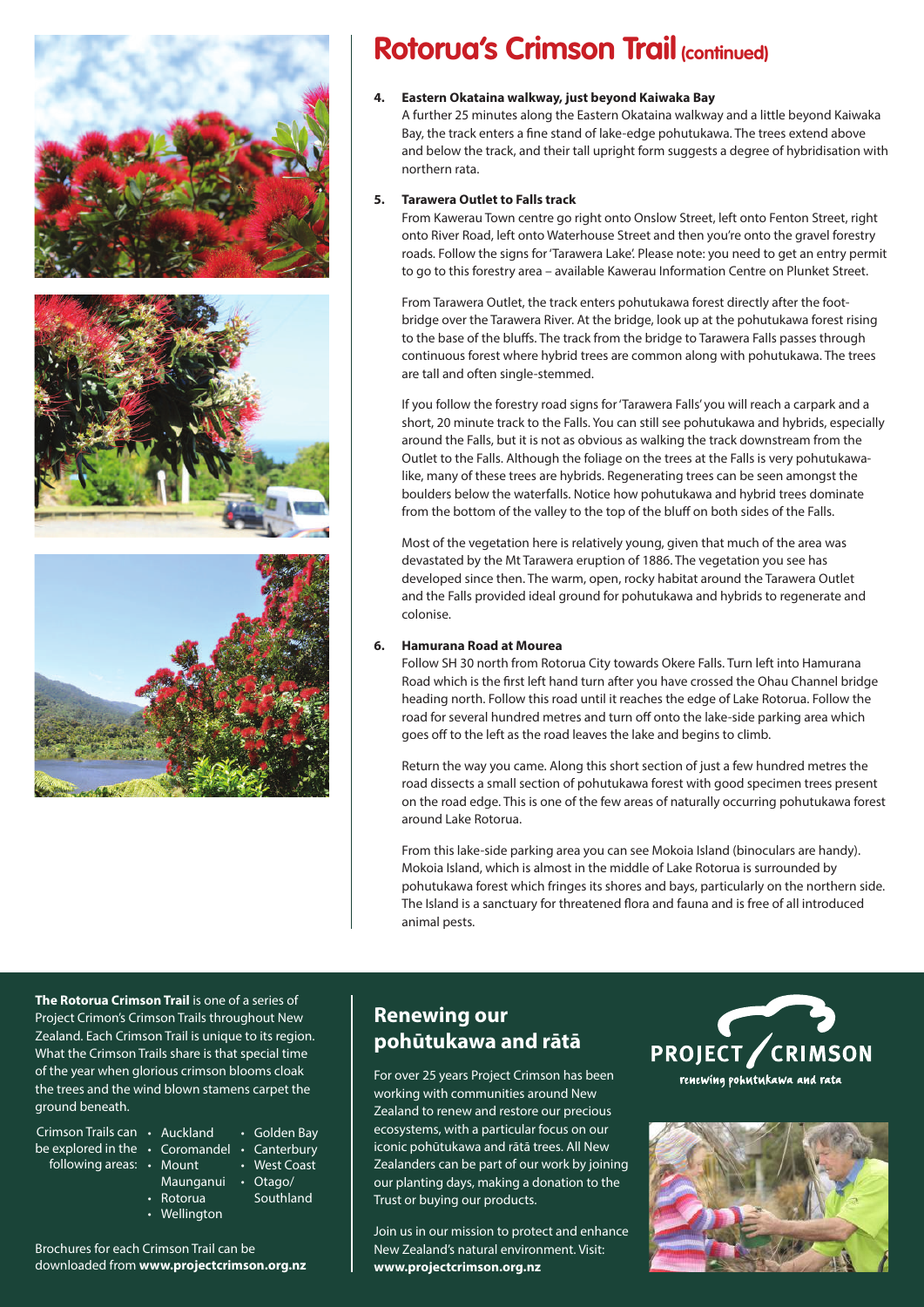# Rotorua's Crimson Trail (continued)

4. **Eastern Okataina walkway, just beyond Kaiwaka Bay**

   A further 25 minutes along the Eastern Okataina walkway and a little beyond Kaiwaka Bay, the track enters a fine stand of lake-edge pohutukawa. The trees extend above and below the track, and their tall upright form suggests a degree of hybridisation with northern rata.

5. **Tarawera Outlet to Falls track**

   From Kawerau Town centre go right onto Onslow Street, left onto Fenton Street, right onto River Road, left onto Waterhouse Street and then you're onto the gravel forestry roads. Follow the signs for 'Tarawera Lake'. Please note: you need to get an entry permit to go to this forestry area – available Kawerau Information Centre on Plunket Street.

   From Tarawera Outlet, the track enters pohutukawa forest directly after the foot-bridge over the Tarawera River. At the bridge, look up at the pohutukawa forest rising to the base of the bluffs. The track from the bridge to Tarawera Falls passes through continuous forest where hybrid trees are common along with pohutukawa. The trees are tall and often single-stemmed.

   If you follow the forestry road signs for 'Tarawera Falls' you will reach a carpark and a short, 20 minute track to the Falls. You can still see pohutukawa and hybrids, especially around the Falls, but it is not as obvious as walking the track downstream from the Outlet to the Falls. Although the foliage on the trees at the Falls is very pohutukawa-like, many of these trees are hybrids. Regenerating trees can be seen amongst the boulders below the waterfalls. Notice how pohutukawa and hybrid trees dominate from the bottom of the valley to the top of the bluff on both sides of the Falls.

   Most of the vegetation here is relatively young, given that much of the area was devastated by the Mt Tarawera eruption of 1886. The vegetation you see has developed since then. The warm, open, rocky habitat around the Tarawera Outlet and the Falls provided ideal ground for pohutukawa and hybrids to regenerate and colonise.

6. **Hamurana Road at Mourea**

   Follow SH 30 north from Rotorua City towards Okere Falls. Turn left into Hamurana Road which is the first left hand turn after you have crossed the Ohau Channel bridge heading north. Follow this road until it reaches the edge of Lake Rotorua. Follow the road for several hundred metres and turn off onto the lake-side parking area which goes off to the left as the road leaves the lake and begins to climb.

   Return the way you came. Along this short section of just a few hundred metres the road dissects a small section of pohutukawa forest with good specimen trees present on the road edge. This is one of the few areas of naturally occurring pohutukawa forest around Lake Rotorua.

   From this lake-side parking area you can see Mokoia Island (binoculars are handy). Mokoia Island, which is almost in the middle of Lake Rotorua is surrounded by pohutukawa forest which fringes its shores and bays, particularly on the northern side. The Island is a sanctuary for threatened flora and fauna and is free of all introduced animal pests.

**The Rotorua Crimson Trail** is one of a series of Project Crimon's Crimson Trails throughout New Zealand. Each Crimson Trail is unique to its region. What the Crimson Trails share is that special time of the year when glorious crimson blooms cloak the trees and the wind blown stamens carpet the ground beneath.

Crimson Trails can be explored in the following areas:

- Auckland
- Coromandel
- Mount Maunganui
- Rotorua
- Wellington
- Golden Bay
- Canterbury
- West Coast
- Otago/ Southland

Brochures for each Crimson Trail can be downloaded from **www.projectcrimson.org.nz**

## Renewing our pohūtukawa and rātā

For over 25 years Project Crimson has been working with communities around New Zealand to renew and restore our precious ecosystems, with a particular focus on our iconic pohūtukawa and rātā trees. All New Zealanders can be part of our work by joining our planting days, making a donation to the Trust or buying our products.

Join us in our mission to protect and enhance New Zealand's natural environment. Visit: **www.projectcrimson.org.nz**

PROJECT CRIMSON
renewing pohutukawa and rata